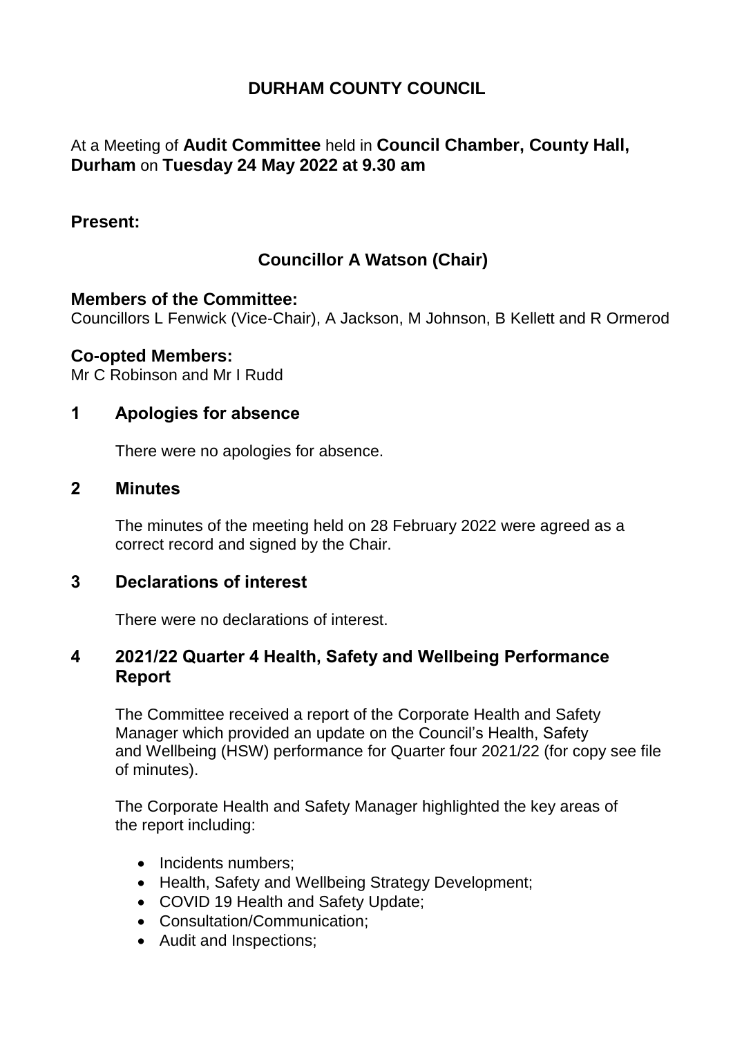# DURHAM COUNTY COUNCIL

At a Meeting of **Audit Committee** held in **Council Chamber, County Hall, Durham** on **Tuesday 24 May 2022 at 9.30 am**

## Present:

### Councillor A Watson (Chair)

**Members of the Committee:**
Councillors L Fenwick (Vice-Chair), A Jackson, M Johnson, B Kellett and R Ormerod

**Co-opted Members:**
Mr C Robinson and Mr I Rudd

## 1 Apologies for absence

There were no apologies for absence.

## 2 Minutes

The minutes of the meeting held on 28 February 2022 were agreed as a correct record and signed by the Chair.

## 3 Declarations of interest

There were no declarations of interest.

## 4 2021/22 Quarter 4 Health, Safety and Wellbeing Performance Report

The Committee received a report of the Corporate Health and Safety Manager which provided an update on the Council's Health, Safety and Wellbeing (HSW) performance for Quarter four 2021/22 (for copy see file of minutes).

The Corporate Health and Safety Manager highlighted the key areas of the report including:

- Incidents numbers;
- Health, Safety and Wellbeing Strategy Development;
- COVID 19 Health and Safety Update;
- Consultation/Communication;
- Audit and Inspections;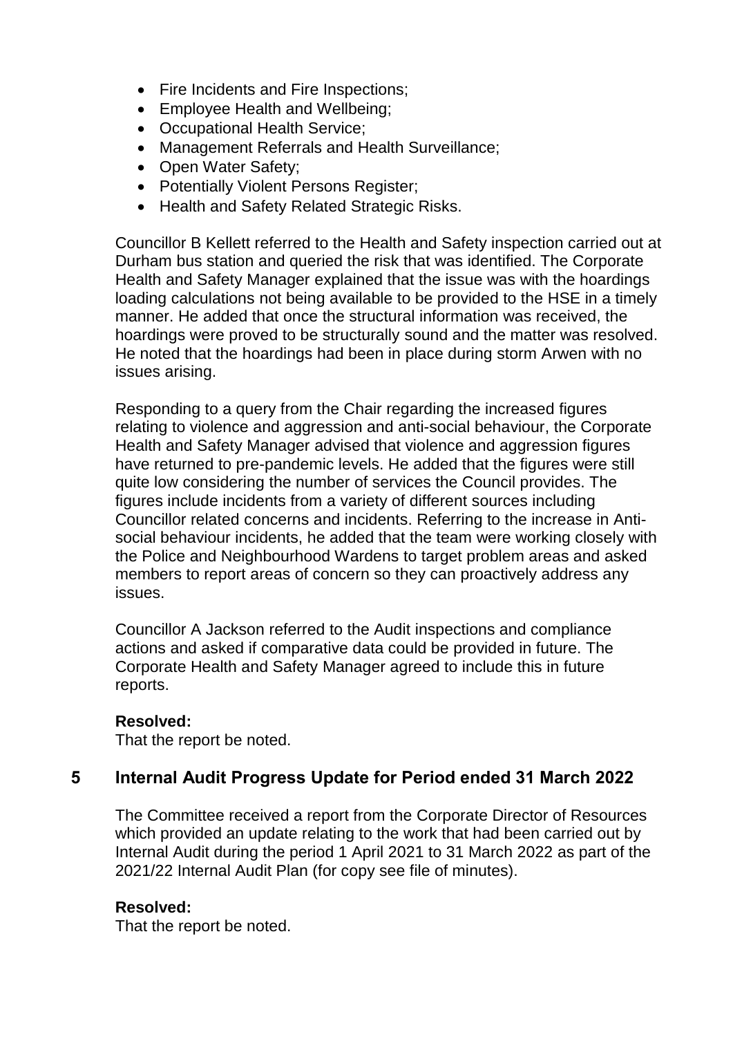- Fire Incidents and Fire Inspections;
- Employee Health and Wellbeing;
- Occupational Health Service;
- Management Referrals and Health Surveillance;
- Open Water Safety;
- Potentially Violent Persons Register;
- Health and Safety Related Strategic Risks.

Councillor B Kellett referred to the Health and Safety inspection carried out at Durham bus station and queried the risk that was identified. The Corporate Health and Safety Manager explained that the issue was with the hoardings loading calculations not being available to be provided to the HSE in a timely manner. He added that once the structural information was received, the hoardings were proved to be structurally sound and the matter was resolved. He noted that the hoardings had been in place during storm Arwen with no issues arising.

Responding to a query from the Chair regarding the increased figures relating to violence and aggression and anti-social behaviour, the Corporate Health and Safety Manager advised that violence and aggression figures have returned to pre-pandemic levels. He added that the figures were still quite low considering the number of services the Council provides. The figures include incidents from a variety of different sources including Councillor related concerns and incidents. Referring to the increase in Anti-social behaviour incidents, he added that the team were working closely with the Police and Neighbourhood Wardens to target problem areas and asked members to report areas of concern so they can proactively address any issues.

Councillor A Jackson referred to the Audit inspections and compliance actions and asked if comparative data could be provided in future. The Corporate Health and Safety Manager agreed to include this in future reports.

**Resolved:**
That the report be noted.

## 5 Internal Audit Progress Update for Period ended 31 March 2022

The Committee received a report from the Corporate Director of Resources which provided an update relating to the work that had been carried out by Internal Audit during the period 1 April 2021 to 31 March 2022 as part of the 2021/22 Internal Audit Plan (for copy see file of minutes).

**Resolved:**
That the report be noted.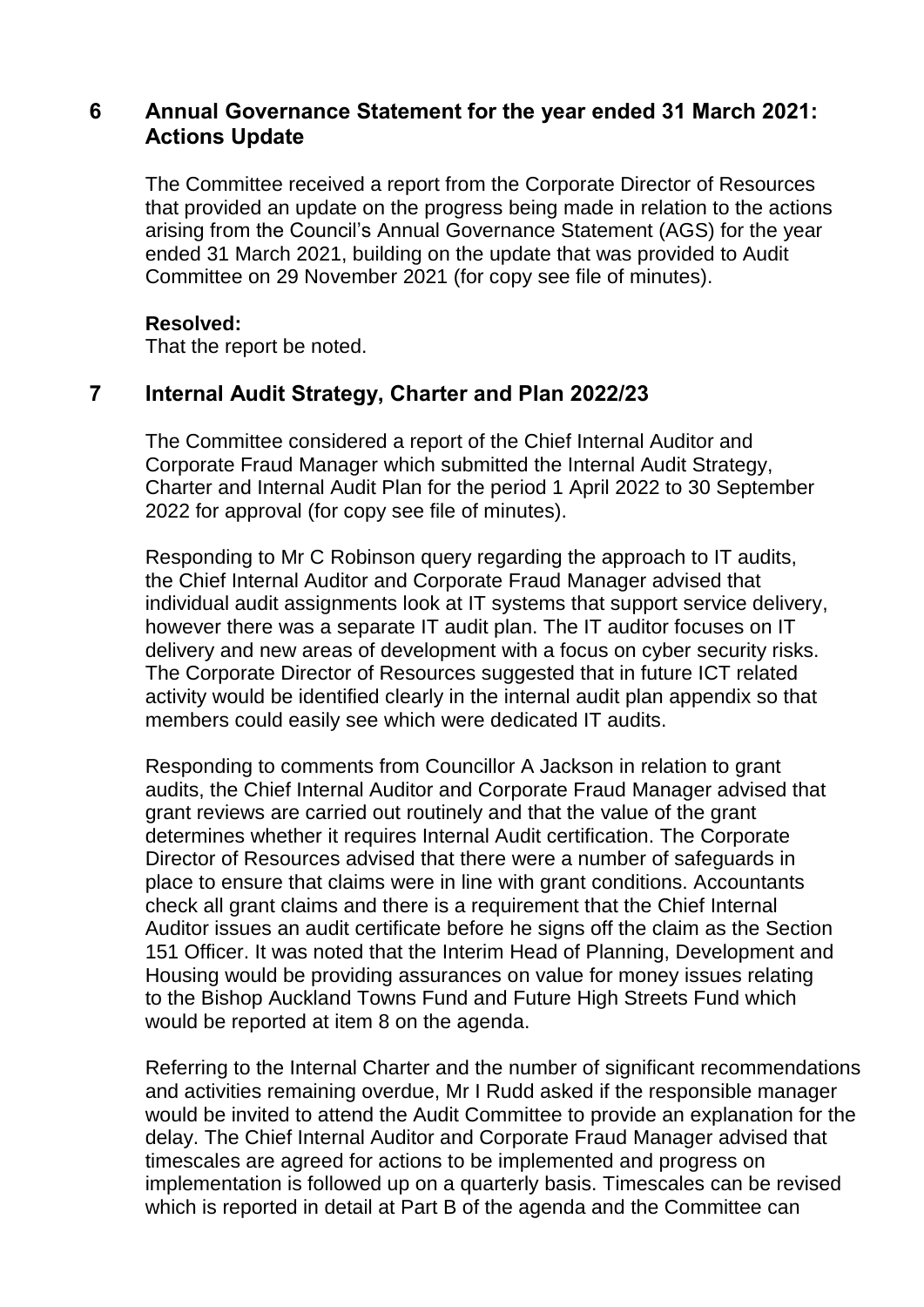## 6 Annual Governance Statement for the year ended 31 March 2021: Actions Update

The Committee received a report from the Corporate Director of Resources that provided an update on the progress being made in relation to the actions arising from the Council's Annual Governance Statement (AGS) for the year ended 31 March 2021, building on the update that was provided to Audit Committee on 29 November 2021 (for copy see file of minutes).

**Resolved:**
That the report be noted.

## 7 Internal Audit Strategy, Charter and Plan 2022/23

The Committee considered a report of the Chief Internal Auditor and Corporate Fraud Manager which submitted the Internal Audit Strategy, Charter and Internal Audit Plan for the period 1 April 2022 to 30 September 2022 for approval (for copy see file of minutes).

Responding to Mr C Robinson query regarding the approach to IT audits, the Chief Internal Auditor and Corporate Fraud Manager advised that individual audit assignments look at IT systems that support service delivery, however there was a separate IT audit plan. The IT auditor focuses on IT delivery and new areas of development with a focus on cyber security risks. The Corporate Director of Resources suggested that in future ICT related activity would be identified clearly in the internal audit plan appendix so that members could easily see which were dedicated IT audits.

Responding to comments from Councillor A Jackson in relation to grant audits, the Chief Internal Auditor and Corporate Fraud Manager advised that grant reviews are carried out routinely and that the value of the grant determines whether it requires Internal Audit certification. The Corporate Director of Resources advised that there were a number of safeguards in place to ensure that claims were in line with grant conditions. Accountants check all grant claims and there is a requirement that the Chief Internal Auditor issues an audit certificate before he signs off the claim as the Section 151 Officer. It was noted that the Interim Head of Planning, Development and Housing would be providing assurances on value for money issues relating to the Bishop Auckland Towns Fund and Future High Streets Fund which would be reported at item 8 on the agenda.

Referring to the Internal Charter and the number of significant recommendations and activities remaining overdue, Mr I Rudd asked if the responsible manager would be invited to attend the Audit Committee to provide an explanation for the delay. The Chief Internal Auditor and Corporate Fraud Manager advised that timescales are agreed for actions to be implemented and progress on implementation is followed up on a quarterly basis. Timescales can be revised which is reported in detail at Part B of the agenda and the Committee can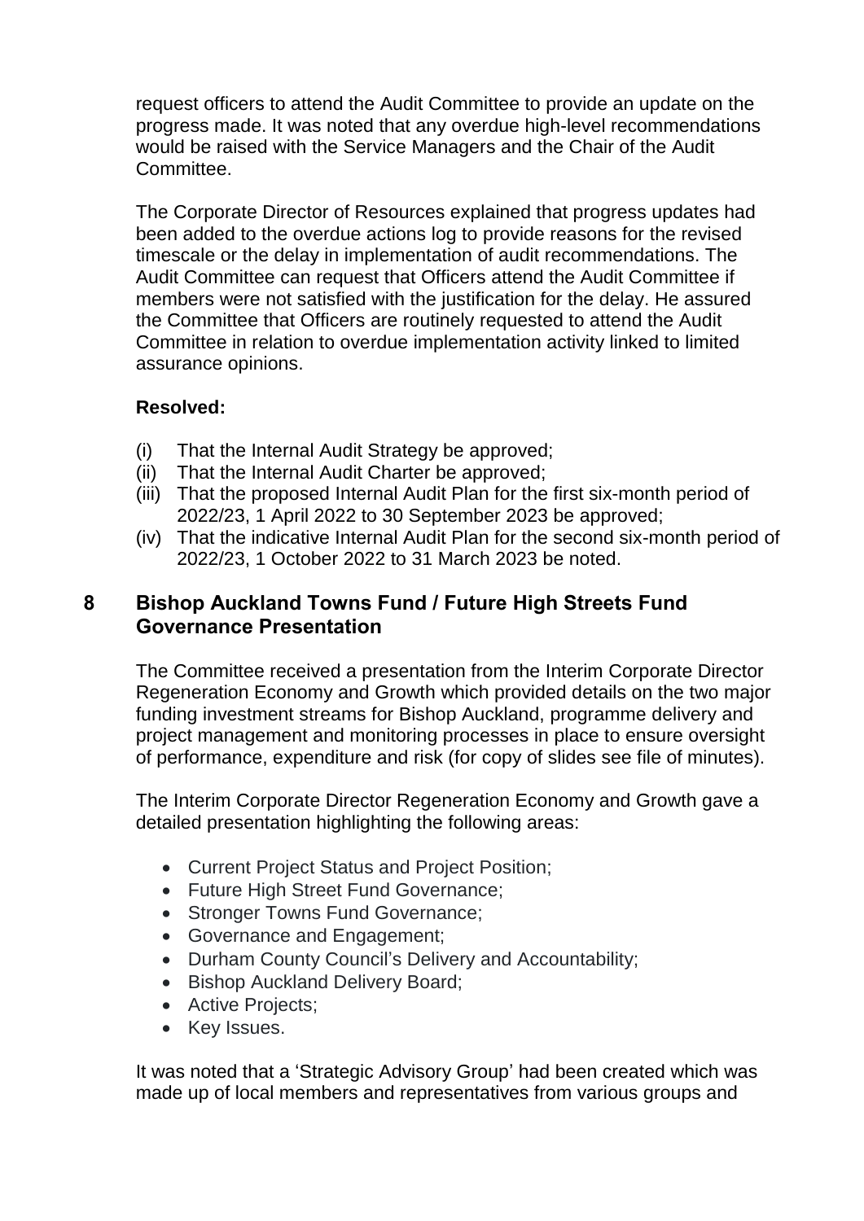request officers to attend the Audit Committee to provide an update on the progress made. It was noted that any overdue high-level recommendations would be raised with the Service Managers and the Chair of the Audit Committee.

The Corporate Director of Resources explained that progress updates had been added to the overdue actions log to provide reasons for the revised timescale or the delay in implementation of audit recommendations. The Audit Committee can request that Officers attend the Audit Committee if members were not satisfied with the justification for the delay. He assured the Committee that Officers are routinely requested to attend the Audit Committee in relation to overdue implementation activity linked to limited assurance opinions.

**Resolved:**

(i) That the Internal Audit Strategy be approved;
(ii) That the Internal Audit Charter be approved;
(iii) That the proposed Internal Audit Plan for the first six-month period of 2022/23, 1 April 2022 to 30 September 2023 be approved;
(iv) That the indicative Internal Audit Plan for the second six-month period of 2022/23, 1 October 2022 to 31 March 2023 be noted.

## 8 Bishop Auckland Towns Fund / Future High Streets Fund Governance Presentation

The Committee received a presentation from the Interim Corporate Director Regeneration Economy and Growth which provided details on the two major funding investment streams for Bishop Auckland, programme delivery and project management and monitoring processes in place to ensure oversight of performance, expenditure and risk (for copy of slides see file of minutes).

The Interim Corporate Director Regeneration Economy and Growth gave a detailed presentation highlighting the following areas:

- Current Project Status and Project Position;
- Future High Street Fund Governance;
- Stronger Towns Fund Governance;
- Governance and Engagement;
- Durham County Council's Delivery and Accountability;
- Bishop Auckland Delivery Board;
- Active Projects;
- Key Issues.

It was noted that a 'Strategic Advisory Group' had been created which was made up of local members and representatives from various groups and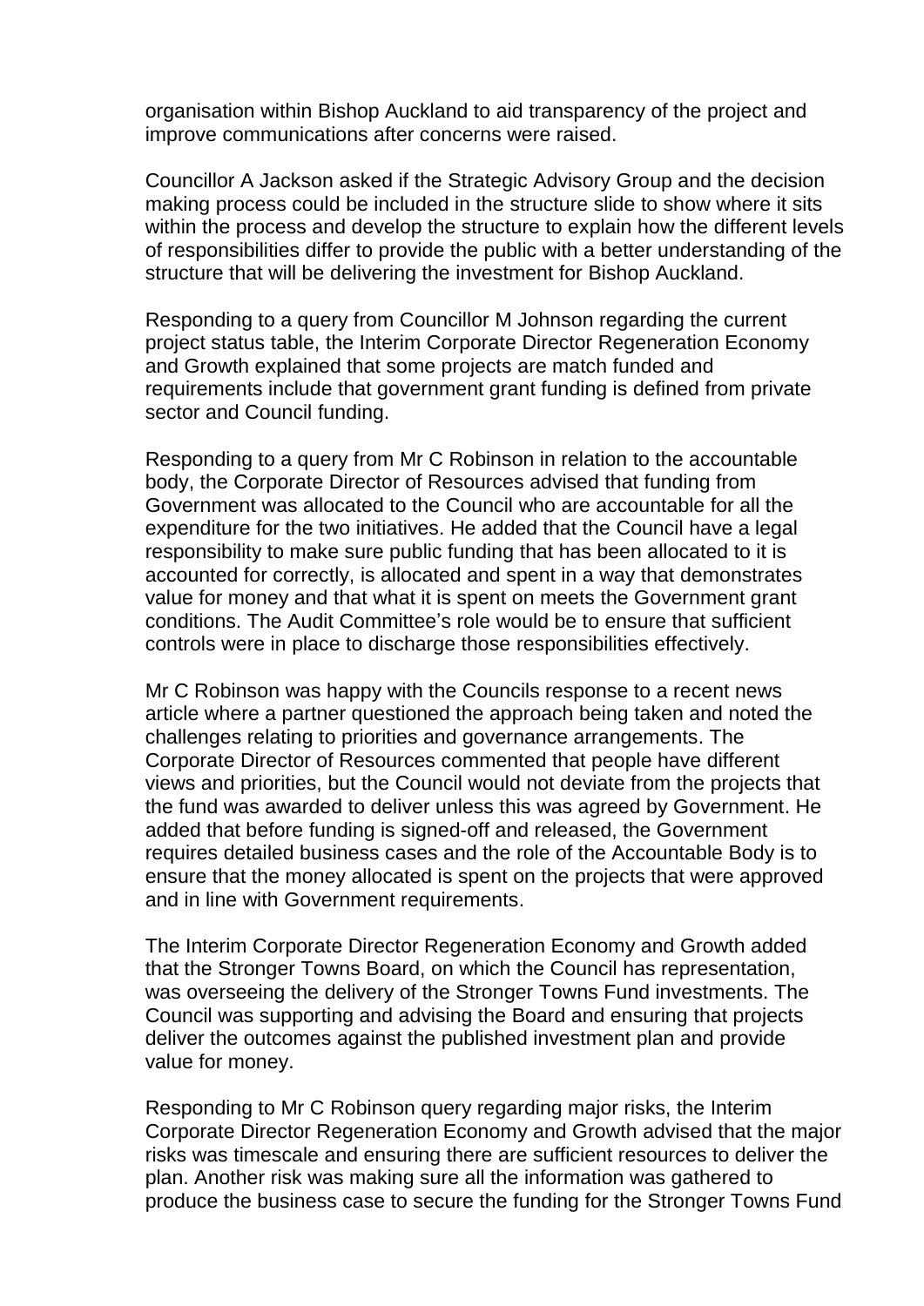organisation within Bishop Auckland to aid transparency of the project and improve communications after concerns were raised.

Councillor A Jackson asked if the Strategic Advisory Group and the decision making process could be included in the structure slide to show where it sits within the process and develop the structure to explain how the different levels of responsibilities differ to provide the public with a better understanding of the structure that will be delivering the investment for Bishop Auckland.

Responding to a query from Councillor M Johnson regarding the current project status table, the Interim Corporate Director Regeneration Economy and Growth explained that some projects are match funded and requirements include that government grant funding is defined from private sector and Council funding.

Responding to a query from Mr C Robinson in relation to the accountable body, the Corporate Director of Resources advised that funding from Government was allocated to the Council who are accountable for all the expenditure for the two initiatives. He added that the Council have a legal responsibility to make sure public funding that has been allocated to it is accounted for correctly, is allocated and spent in a way that demonstrates value for money and that what it is spent on meets the Government grant conditions. The Audit Committee's role would be to ensure that sufficient controls were in place to discharge those responsibilities effectively.

Mr C Robinson was happy with the Councils response to a recent news article where a partner questioned the approach being taken and noted the challenges relating to priorities and governance arrangements. The Corporate Director of Resources commented that people have different views and priorities, but the Council would not deviate from the projects that the fund was awarded to deliver unless this was agreed by Government. He added that before funding is signed-off and released, the Government requires detailed business cases and the role of the Accountable Body is to ensure that the money allocated is spent on the projects that were approved and in line with Government requirements.

The Interim Corporate Director Regeneration Economy and Growth added that the Stronger Towns Board, on which the Council has representation, was overseeing the delivery of the Stronger Towns Fund investments. The Council was supporting and advising the Board and ensuring that projects deliver the outcomes against the published investment plan and provide value for money.

Responding to Mr C Robinson query regarding major risks, the Interim Corporate Director Regeneration Economy and Growth advised that the major risks was timescale and ensuring there are sufficient resources to deliver the plan. Another risk was making sure all the information was gathered to produce the business case to secure the funding for the Stronger Towns Fund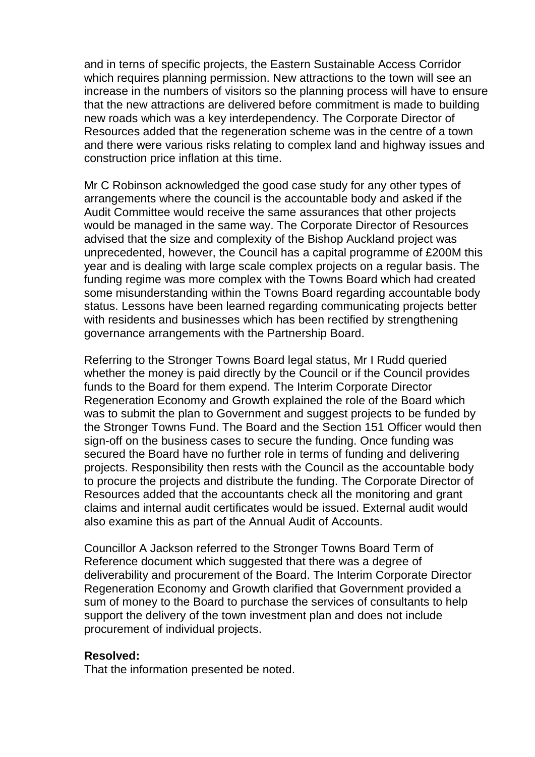and in terns of specific projects, the Eastern Sustainable Access Corridor which requires planning permission. New attractions to the town will see an increase in the numbers of visitors so the planning process will have to ensure that the new attractions are delivered before commitment is made to building new roads which was a key interdependency. The Corporate Director of Resources added that the regeneration scheme was in the centre of a town and there were various risks relating to complex land and highway issues and construction price inflation at this time.

Mr C Robinson acknowledged the good case study for any other types of arrangements where the council is the accountable body and asked if the Audit Committee would receive the same assurances that other projects would be managed in the same way. The Corporate Director of Resources advised that the size and complexity of the Bishop Auckland project was unprecedented, however, the Council has a capital programme of £200M this year and is dealing with large scale complex projects on a regular basis. The funding regime was more complex with the Towns Board which had created some misunderstanding within the Towns Board regarding accountable body status. Lessons have been learned regarding communicating projects better with residents and businesses which has been rectified by strengthening governance arrangements with the Partnership Board.

Referring to the Stronger Towns Board legal status, Mr I Rudd queried whether the money is paid directly by the Council or if the Council provides funds to the Board for them expend. The Interim Corporate Director Regeneration Economy and Growth explained the role of the Board which was to submit the plan to Government and suggest projects to be funded by the Stronger Towns Fund. The Board and the Section 151 Officer would then sign-off on the business cases to secure the funding. Once funding was secured the Board have no further role in terms of funding and delivering projects. Responsibility then rests with the Council as the accountable body to procure the projects and distribute the funding. The Corporate Director of Resources added that the accountants check all the monitoring and grant claims and internal audit certificates would be issued. External audit would also examine this as part of the Annual Audit of Accounts.

Councillor A Jackson referred to the Stronger Towns Board Term of Reference document which suggested that there was a degree of deliverability and procurement of the Board. The Interim Corporate Director Regeneration Economy and Growth clarified that Government provided a sum of money to the Board to purchase the services of consultants to help support the delivery of the town investment plan and does not include procurement of individual projects.

**Resolved:**

That the information presented be noted.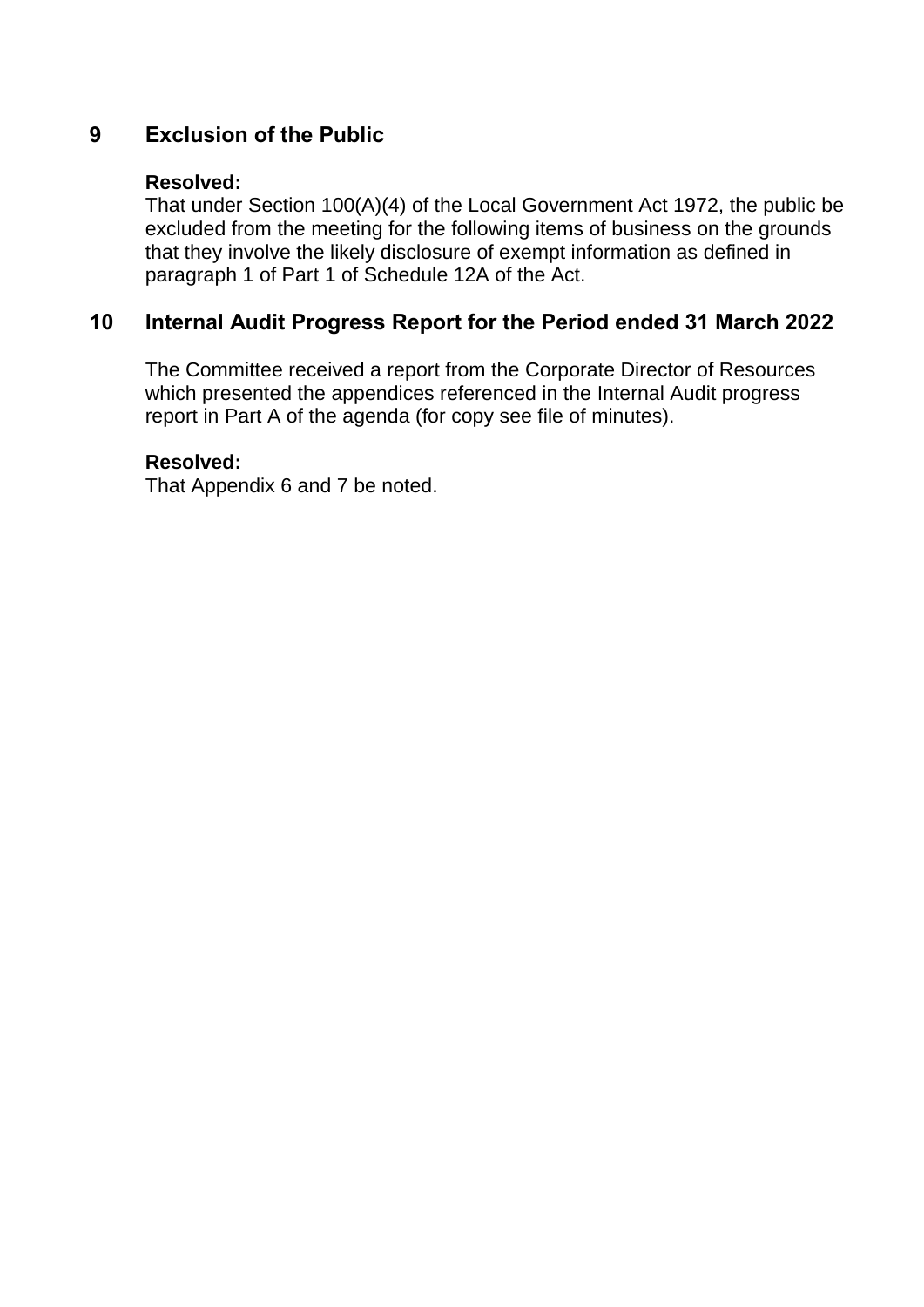## 9 Exclusion of the Public

**Resolved:**
That under Section 100(A)(4) of the Local Government Act 1972, the public be excluded from the meeting for the following items of business on the grounds that they involve the likely disclosure of exempt information as defined in paragraph 1 of Part 1 of Schedule 12A of the Act.

## 10 Internal Audit Progress Report for the Period ended 31 March 2022

The Committee received a report from the Corporate Director of Resources which presented the appendices referenced in the Internal Audit progress report in Part A of the agenda (for copy see file of minutes).

**Resolved:**
That Appendix 6 and 7 be noted.